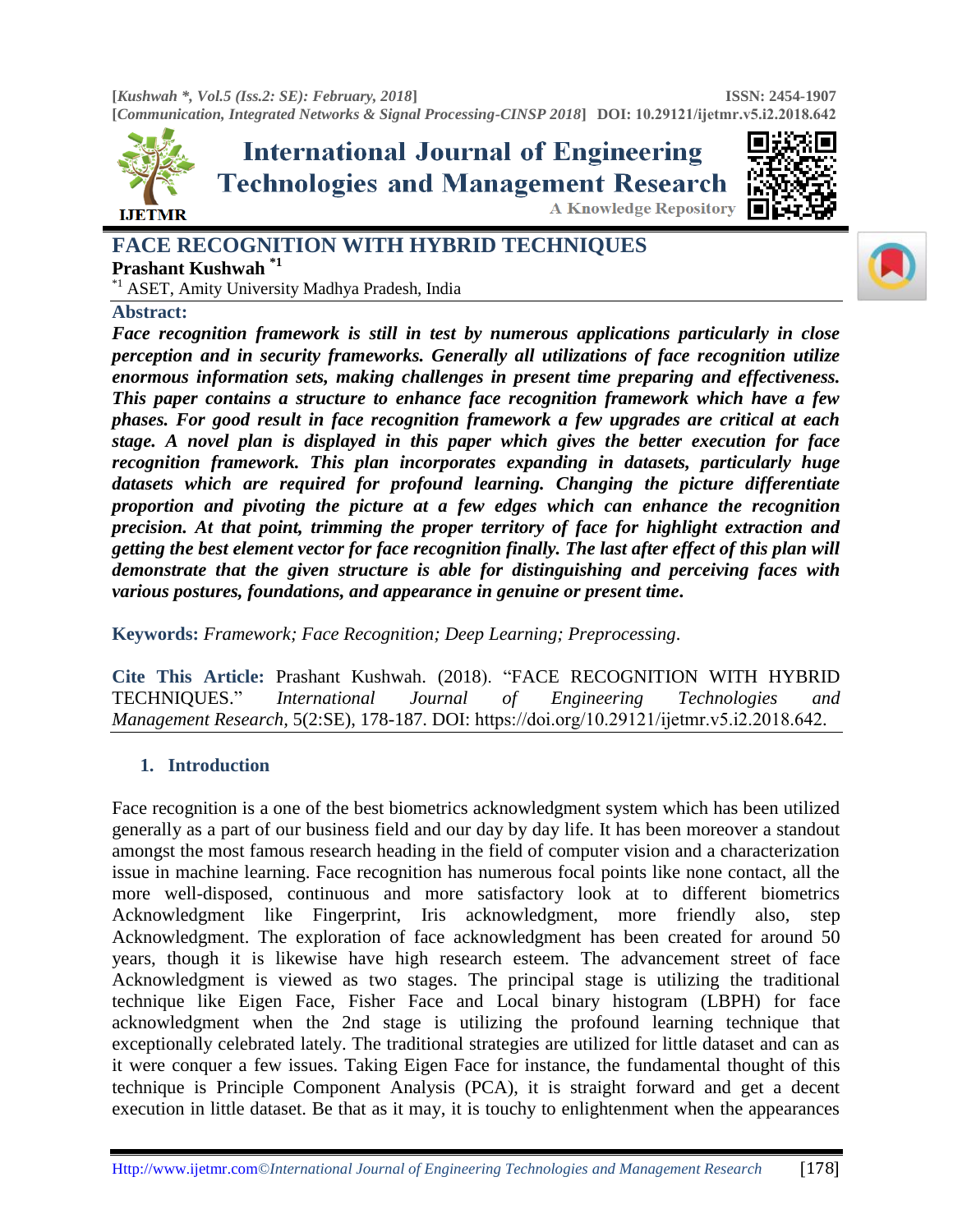# FACE RECOGNITION WITH HYBRID TECHNIQUES

**Prashant Kushwah** [*1]

[*1] ASET, Amity University Madhya Pradesh, India

## Abstract:

***Face recognition framework is still in test by numerous applications particularly in close perception and in security frameworks. Generally all utilizations of face recognition utilize enormous information sets, making challenges in present time preparing and effectiveness. This paper contains a structure to enhance face recognition framework which have a few phases. For good result in face recognition framework a few upgrades are critical at each stage. A novel plan is displayed in this paper which gives the better execution for face recognition framework. This plan incorporates expanding in datasets, particularly huge datasets which are required for profound learning. Changing the picture differentiate proportion and pivoting the picture at a few edges which can enhance the recognition precision. At that point, trimming the proper territory of face for highlight extraction and getting the best element vector for face recognition finally. The last after effect of this plan will demonstrate that the given structure is able for distinguishing and perceiving faces with various postures, foundations, and appearance in genuine or present time.***

**Keywords:** *Framework; Face Recognition; Deep Learning; Preprocessing.*

**Cite This Article:** Prashant Kushwah. (2018). "FACE RECOGNITION WITH HYBRID TECHNIQUES." *International Journal of Engineering Technologies and Management Research*, 5(2:SE), 178-187. DOI: https://doi.org/10.29121/ijetmr.v5.i2.2018.642.

## 1. Introduction

Face recognition is a one of the best biometrics acknowledgment system which has been utilized generally as a part of our business field and our day by day life. It has been moreover a standout amongst the most famous research heading in the field of computer vision and a characterization issue in machine learning. Face recognition has numerous focal points like none contact, all the more well-disposed, continuous and more satisfactory look at to different biometrics Acknowledgment like Fingerprint, Iris acknowledgment, more friendly also, step Acknowledgment. The exploration of face acknowledgment has been created for around 50 years, though it is likewise have high research esteem. The advancement street of face Acknowledgment is viewed as two stages. The principal stage is utilizing the traditional technique like Eigen Face, Fisher Face and Local binary histogram (LBPH) for face acknowledgment when the 2nd stage is utilizing the profound learning technique that exceptionally celebrated lately. The traditional strategies are utilized for little dataset and can as it were conquer a few issues. Taking Eigen Face for instance, the fundamental thought of this technique is Principle Component Analysis (PCA), it is straight forward and get a decent execution in little dataset. Be that as it may, it is touchy to enlightenment when the appearances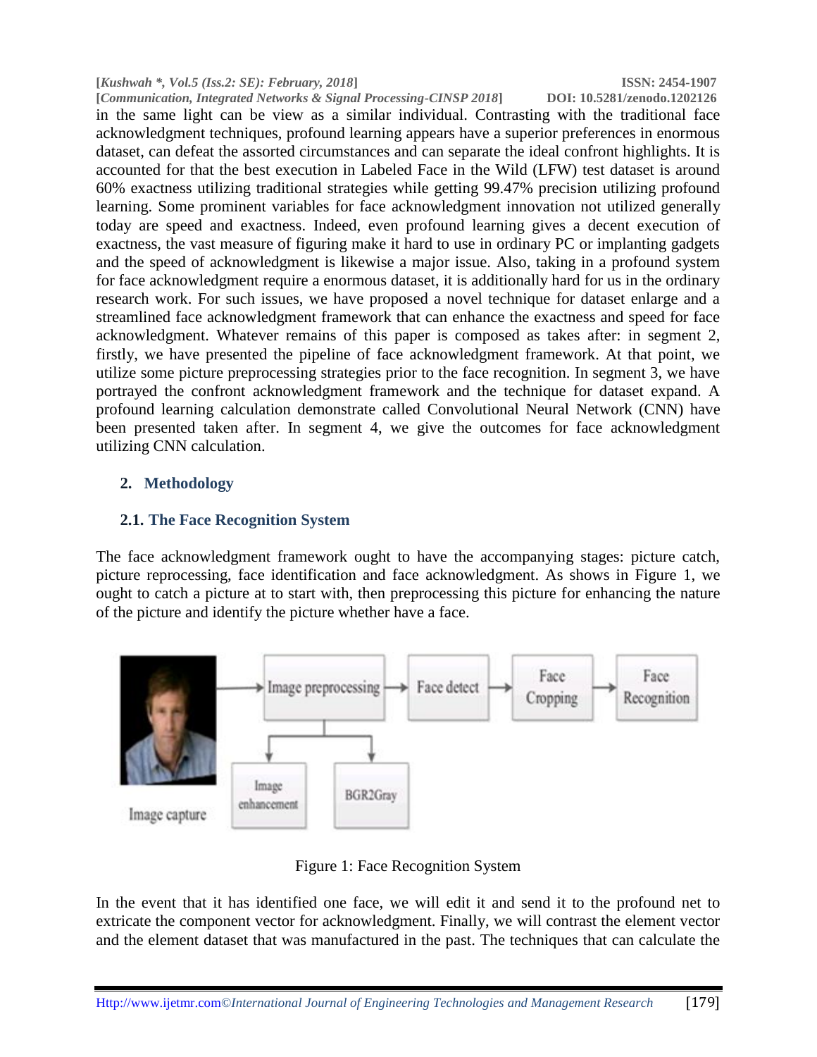in the same light can be view as a similar individual. Contrasting with the traditional face acknowledgment techniques, profound learning appears have a superior preferences in enormous dataset, can defeat the assorted circumstances and can separate the ideal confront highlights. It is accounted for that the best execution in Labeled Face in the Wild (LFW) test dataset is around 60% exactness utilizing traditional strategies while getting 99.47% precision utilizing profound learning. Some prominent variables for face acknowledgment innovation not utilized generally today are speed and exactness. Indeed, even profound learning gives a decent execution of exactness, the vast measure of figuring make it hard to use in ordinary PC or implanting gadgets and the speed of acknowledgment is likewise a major issue. Also, taking in a profound system for face acknowledgment require a enormous dataset, it is additionally hard for us in the ordinary research work. For such issues, we have proposed a novel technique for dataset enlarge and a streamlined face acknowledgment framework that can enhance the exactness and speed for face acknowledgment. Whatever remains of this paper is composed as takes after: in segment 2, firstly, we have presented the pipeline of face acknowledgment framework. At that point, we utilize some picture preprocessing strategies prior to the face recognition. In segment 3, we have portrayed the confront acknowledgment framework and the technique for dataset expand. A profound learning calculation demonstrate called Convolutional Neural Network (CNN) have been presented taken after. In segment 4, we give the outcomes for face acknowledgment utilizing CNN calculation.

## 2. Methodology

### 2.1. The Face Recognition System

The face acknowledgment framework ought to have the accompanying stages: picture catch, picture reprocessing, face identification and face acknowledgment. As shows in Figure 1, we ought to catch a picture at to start with, then preprocessing this picture for enhancing the nature of the picture and identify the picture whether have a face.

Image capture → Image preprocessing → Face detect → Face Cropping → Face Recognition

Image preprocessing: Image enhancement, BGR2Gray

Figure 1: Face Recognition System

In the event that it has identified one face, we will edit it and send it to the profound net to extricate the component vector for acknowledgment. Finally, we will contrast the element vector and the element dataset that was manufactured in the past. The techniques that can calculate the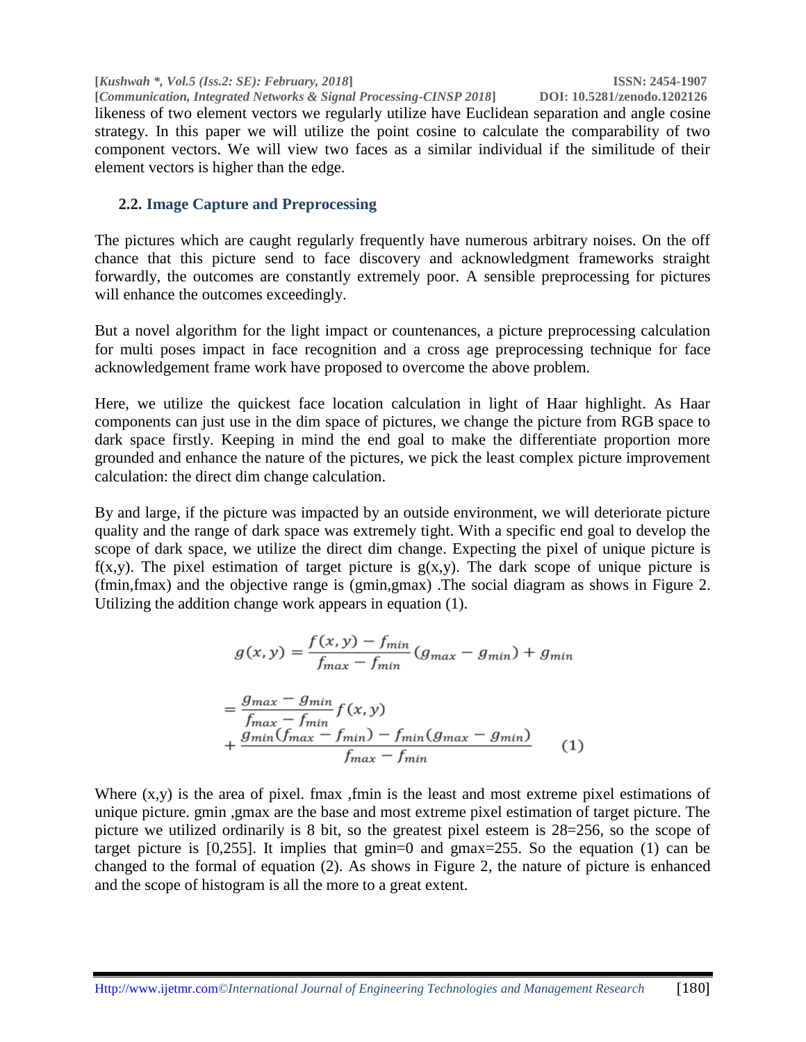likeness of two element vectors we regularly utilize have Euclidean separation and angle cosine strategy. In this paper we will utilize the point cosine to calculate the comparability of two component vectors. We will view two faces as a similar individual if the similitude of their element vectors is higher than the edge.

### 2.2. Image Capture and Preprocessing

The pictures which are caught regularly frequently have numerous arbitrary noises. On the off chance that this picture send to face discovery and acknowledgment frameworks straight forwardly, the outcomes are constantly extremely poor. A sensible preprocessing for pictures will enhance the outcomes exceedingly.

But a novel algorithm for the light impact or countenances, a picture preprocessing calculation for multi poses impact in face recognition and a cross age preprocessing technique for face acknowledgement frame work have proposed to overcome the above problem.

Here, we utilize the quickest face location calculation in light of Haar highlight. As Haar components can just use in the dim space of pictures, we change the picture from RGB space to dark space firstly. Keeping in mind the end goal to make the differentiate proportion more grounded and enhance the nature of the pictures, we pick the least complex picture improvement calculation: the direct dim change calculation.

By and large, if the picture was impacted by an outside environment, we will deteriorate picture quality and the range of dark space was extremely tight. With a specific end goal to develop the scope of dark space, we utilize the direct dim change. Expecting the pixel of unique picture is $f(x,y)$. The pixel estimation of target picture is $g(x,y)$. The dark scope of unique picture is $(f_{min}, f_{max})$ and the objective range is $(g_{min}, g_{max})$ .The social diagram as shows in Figure 2. Utilizing the addition change work appears in equation (1).

$$
\begin{aligned}
g(x,y) &= \frac{f(x,y) - f_{min}}{f_{max} - f_{min}}(g_{max} - g_{min}) + g_{min} \\
&= \frac{g_{max} - g_{min}}{f_{max} - f_{min}} f(x,y) \\
&\quad + \frac{g_{min}(f_{max} - f_{min}) - f_{min}(g_{max} - g_{min})}{f_{max} - f_{min}} \qquad (1)
\end{aligned}
$$

Where $(x,y)$ is the area of pixel. $f_{max}$ ,$f_{min}$ is the least and most extreme pixel estimations of unique picture. $g_{min}$ ,$g_{max}$ are the base and most extreme pixel estimation of target picture. The picture we utilized ordinarily is 8 bit, so the greatest pixel esteem is 28=256, so the scope of target picture is [0,255]. It implies that $g_{min}=0$ and $g_{max}=255$. So the equation (1) can be changed to the formal of equation (2). As shows in Figure 2, the nature of picture is enhanced and the scope of histogram is all the more to a great extent.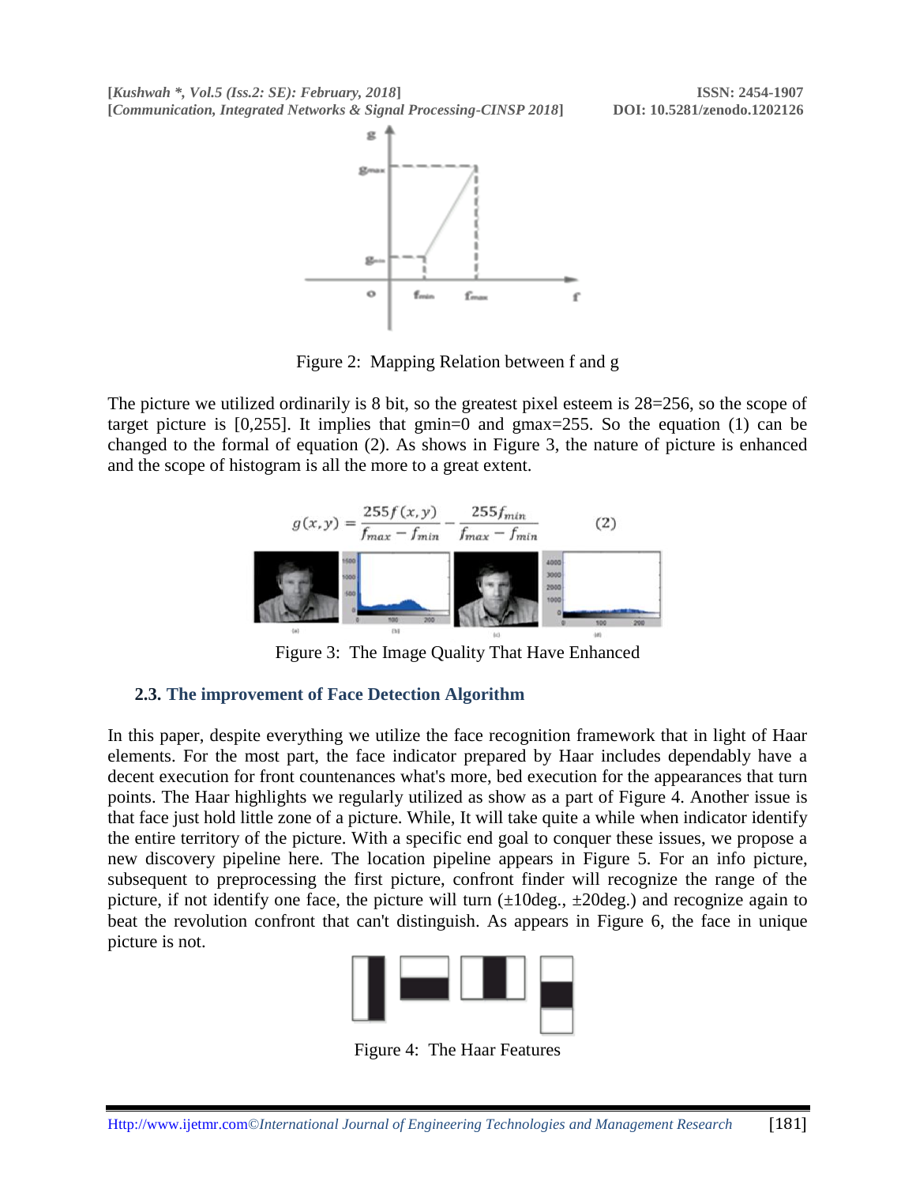Figure 2: Mapping Relation between f and g

The picture we utilized ordinarily is 8 bit, so the greatest pixel esteem is 28=256, so the scope of target picture is [0,255]. It implies that gmin=0 and gmax=255. So the equation (1) can be changed to the formal of equation (2). As shows in Figure 3, the nature of picture is enhanced and the scope of histogram is all the more to a great extent.

$$g(x,y) = \frac{255f(x,y)}{f_{max} - f_{min}} - \frac{255f_{min}}{f_{max} - f_{min}} \qquad (2)$$

Figure 3: The Image Quality That Have Enhanced

### 2.3. The improvement of Face Detection Algorithm

In this paper, despite everything we utilize the face recognition framework that in light of Haar elements. For the most part, the face indicator prepared by Haar includes dependably have a decent execution for front countenances what's more, bed execution for the appearances that turn points. The Haar highlights we regularly utilized as show as a part of Figure 4. Another issue is that face just hold little zone of a picture. While, It will take quite a while when indicator identify the entire territory of the picture. With a specific end goal to conquer these issues, we propose a new discovery pipeline here. The location pipeline appears in Figure 5. For an info picture, subsequent to preprocessing the first picture, confront finder will recognize the range of the picture, if not identify one face, the picture will turn (±10deg., ±20deg.) and recognize again to beat the revolution confront that can't distinguish. As appears in Figure 6, the face in unique picture is not.

Figure 4: The Haar Features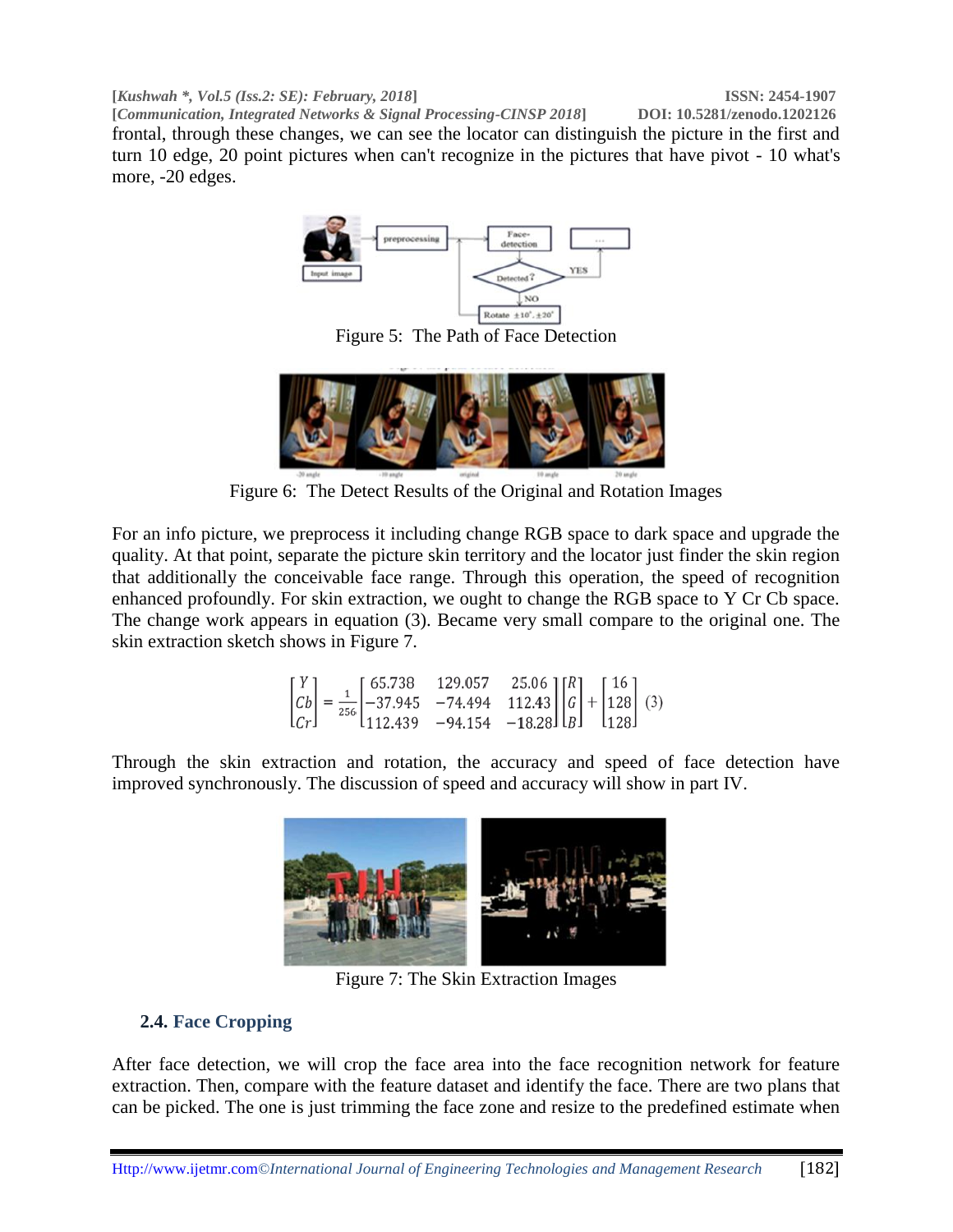frontal, through these changes, we can see the locator can distinguish the picture in the first and turn 10 edge, 20 point pictures when can't recognize in the pictures that have pivot - 10 what's more, -20 edges.

Figure 5: The Path of Face Detection

Figure 6: The Detect Results of the Original and Rotation Images

For an info picture, we preprocess it including change RGB space to dark space and upgrade the quality. At that point, separate the picture skin territory and the locator just finder the skin region that additionally the conceivable face range. Through this operation, the speed of recognition enhanced profoundly. For skin extraction, we ought to change the RGB space to Y Cr Cb space. The change work appears in equation (3). Became very small compare to the original one. The skin extraction sketch shows in Figure 7.

$$\begin{bmatrix} Y \\ Cb \\ Cr \end{bmatrix} = \frac{1}{256}\begin{bmatrix} 65.738 & 129.057 & 25.06 \\ -37.945 & -74.494 & 112.43 \\ 112.439 & -94.154 & -18.28 \end{bmatrix}\begin{bmatrix} R \\ G \\ B \end{bmatrix} + \begin{bmatrix} 16 \\ 128 \\ 128 \end{bmatrix} \quad (3)$$

Through the skin extraction and rotation, the accuracy and speed of face detection have improved synchronously. The discussion of speed and accuracy will show in part IV.

Figure 7: The Skin Extraction Images

### 2.4. Face Cropping

After face detection, we will crop the face area into the face recognition network for feature extraction. Then, compare with the feature dataset and identify the face. There are two plans that can be picked. The one is just trimming the face zone and resize to the predefined estimate when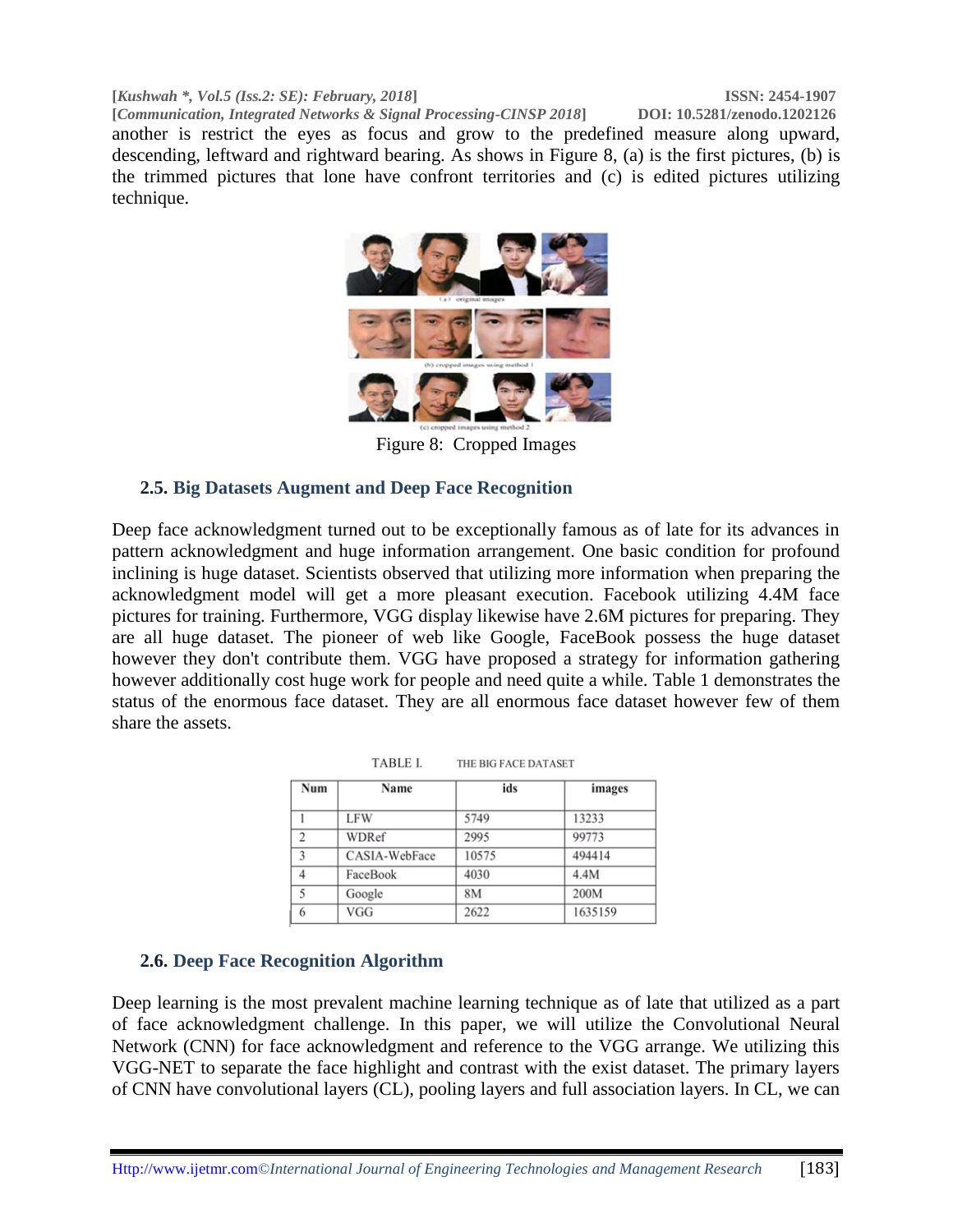another is restrict the eyes as focus and grow to the predefined measure along upward, descending, leftward and rightward bearing. As shows in Figure 8, (a) is the first pictures, (b) is the trimmed pictures that lone have confront territories and (c) is edited pictures utilizing technique.

Figure 8: Cropped Images

### 2.5. Big Datasets Augment and Deep Face Recognition

Deep face acknowledgment turned out to be exceptionally famous as of late for its advances in pattern acknowledgment and huge information arrangement. One basic condition for profound inclining is huge dataset. Scientists observed that utilizing more information when preparing the acknowledgment model will get a more pleasant execution. Facebook utilizing 4.4M face pictures for training. Furthermore, VGG display likewise have 2.6M pictures for preparing. They are all huge dataset. The pioneer of web like Google, FaceBook possess the huge dataset however they don't contribute them. VGG have proposed a strategy for information gathering however additionally cost huge work for people and need quite a while. Table 1 demonstrates the status of the enormous face dataset. They are all enormous face dataset however few of them share the assets.

TABLE I. THE BIG FACE DATASET

| Num | Name | ids | images |
|---|---|---|---|
| 1 | LFW | 5749 | 13233 |
| 2 | WDRef | 2995 | 99773 |
| 3 | CASIA-WebFace | 10575 | 494414 |
| 4 | FaceBook | 4030 | 4.4M |
| 5 | Google | 8M | 200M |
| 6 | VGG | 2622 | 1635159 |

### 2.6. Deep Face Recognition Algorithm

Deep learning is the most prevalent machine learning technique as of late that utilized as a part of face acknowledgment challenge. In this paper, we will utilize the Convolutional Neural Network (CNN) for face acknowledgment and reference to the VGG arrange. We utilizing this VGG-NET to separate the face highlight and contrast with the exist dataset. The primary layers of CNN have convolutional layers (CL), pooling layers and full association layers. In CL, we can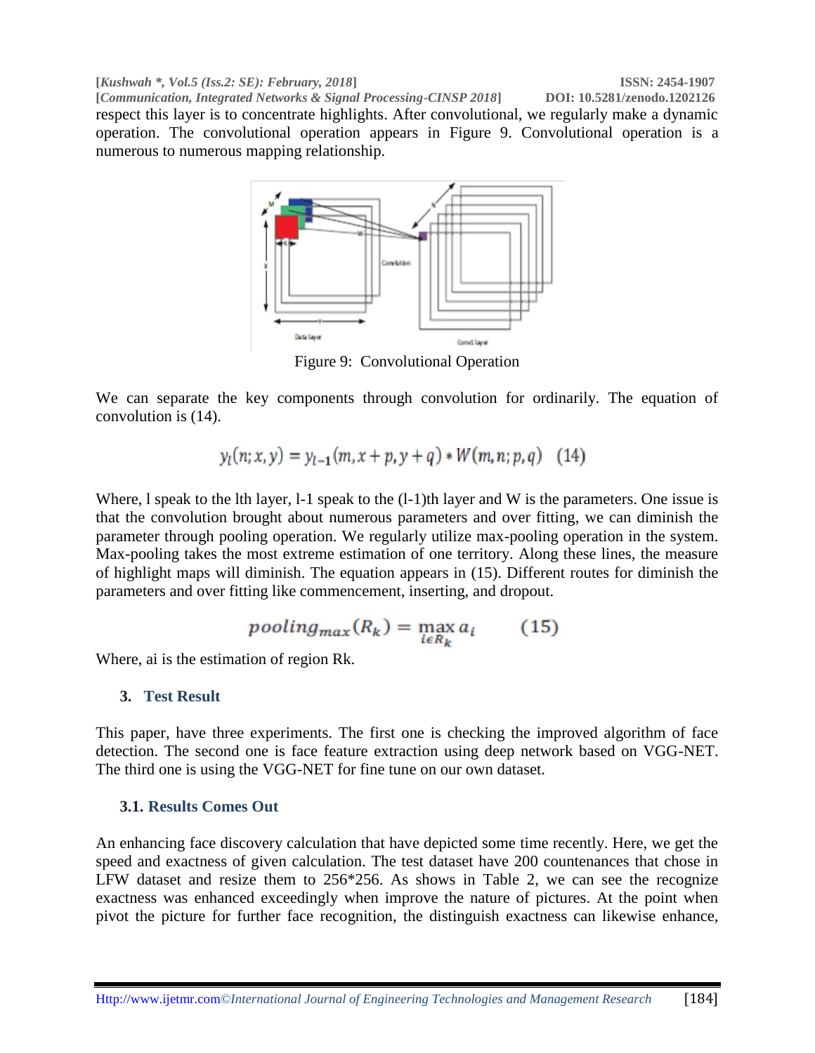respect this layer is to concentrate highlights. After convolutional, we regularly make a dynamic operation. The convolutional operation appears in Figure 9. Convolutional operation is a numerous to numerous mapping relationship.

Figure 9: Convolutional Operation

We can separate the key components through convolution for ordinarily. The equation of convolution is (14).

$$y_l(n; x, y) = y_{l-1}(m, x+p, y+q) * W(m, n; p, q) \quad (14)$$

Where, l speak to the lth layer, l-1 speak to the (l-1)th layer and W is the parameters. One issue is that the convolution brought about numerous parameters and over fitting, we can diminish the parameter through pooling operation. We regularly utilize max-pooling operation in the system. Max-pooling takes the most extreme estimation of one territory. Along these lines, the measure of highlight maps will diminish. The equation appears in (15). Different routes for diminish the parameters and over fitting like commencement, inserting, and dropout.

$$pooling_{max}(R_k) = \max_{i \in R_k} a_i \qquad (15)$$

Where, ai is the estimation of region Rk.

## 3. Test Result

This paper, have three experiments. The first one is checking the improved algorithm of face detection. The second one is face feature extraction using deep network based on VGG-NET. The third one is using the VGG-NET for fine tune on our own dataset.

### 3.1. Results Comes Out

An enhancing face discovery calculation that have depicted some time recently. Here, we get the speed and exactness of given calculation. The test dataset have 200 countenances that chose in LFW dataset and resize them to 256*256. As shows in Table 2, we can see the recognize exactness was enhanced exceedingly when improve the nature of pictures. At the point when pivot the picture for further face recognition, the distinguish exactness can likewise enhance,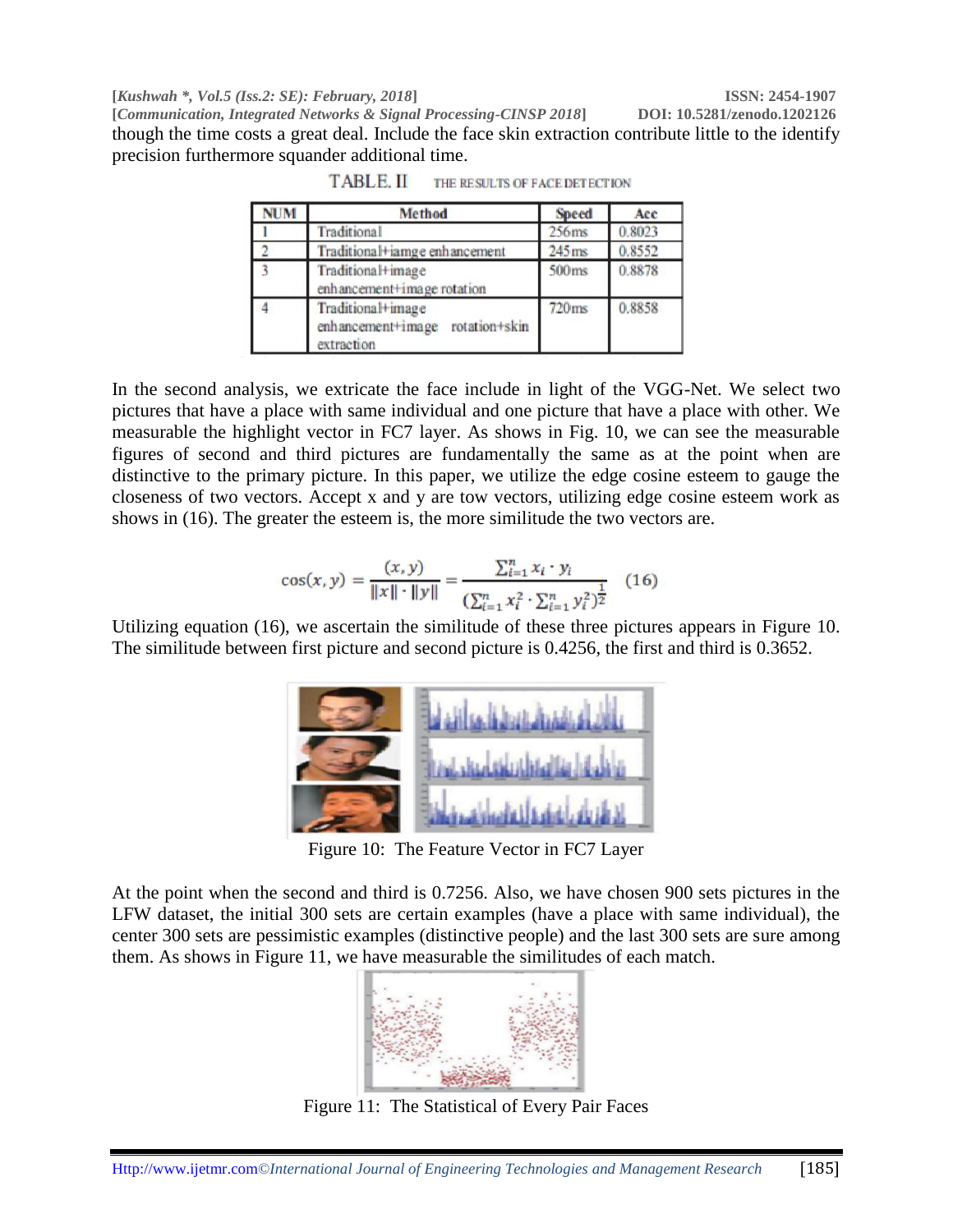though the time costs a great deal. Include the face skin extraction contribute little to the identify precision furthermore squander additional time.

TABLE. II THE RESULTS OF FACE DETECTION

| NUM | Method | Speed | Acc |
|---|---|---|---|
| 1 | Traditional | 256ms | 0.8023 |
| 2 | Traditional+iamge enhancement | 245ms | 0.8552 |
| 3 | Traditional+image enhancement+image rotation | 500ms | 0.8878 |
| 4 | Traditional+image enhancement+image rotation+skin extraction | 720ms | 0.8858 |

In the second analysis, we extricate the face include in light of the VGG-Net. We select two pictures that have a place with same individual and one picture that have a place with other. We measurable the highlight vector in FC7 layer. As shows in Fig. 10, we can see the measurable figures of second and third pictures are fundamentally the same as at the point when are distinctive to the primary picture. In this paper, we utilize the edge cosine esteem to gauge the closeness of two vectors. Accept x and y are tow vectors, utilizing edge cosine esteem work as shows in (16). The greater the esteem is, the more similitude the two vectors are.

$$\cos(x,y) = \frac{(x,y)}{\|x\| \cdot \|y\|} = \frac{\sum_{i=1}^{n} x_i \cdot y_i}{(\sum_{i=1}^{n} x_i^2 \cdot \sum_{i=1}^{n} y_i^2)^{\frac{1}{2}}} \quad (16)$$

Utilizing equation (16), we ascertain the similitude of these three pictures appears in Figure 10. The similitude between first picture and second picture is 0.4256, the first and third is 0.3652.

Figure 10: The Feature Vector in FC7 Layer

At the point when the second and third is 0.7256. Also, we have chosen 900 sets pictures in the LFW dataset, the initial 300 sets are certain examples (have a place with same individual), the center 300 sets are pessimistic examples (distinctive people) and the last 300 sets are sure among them. As shows in Figure 11, we have measurable the similitudes of each match.

Figure 11: The Statistical of Every Pair Faces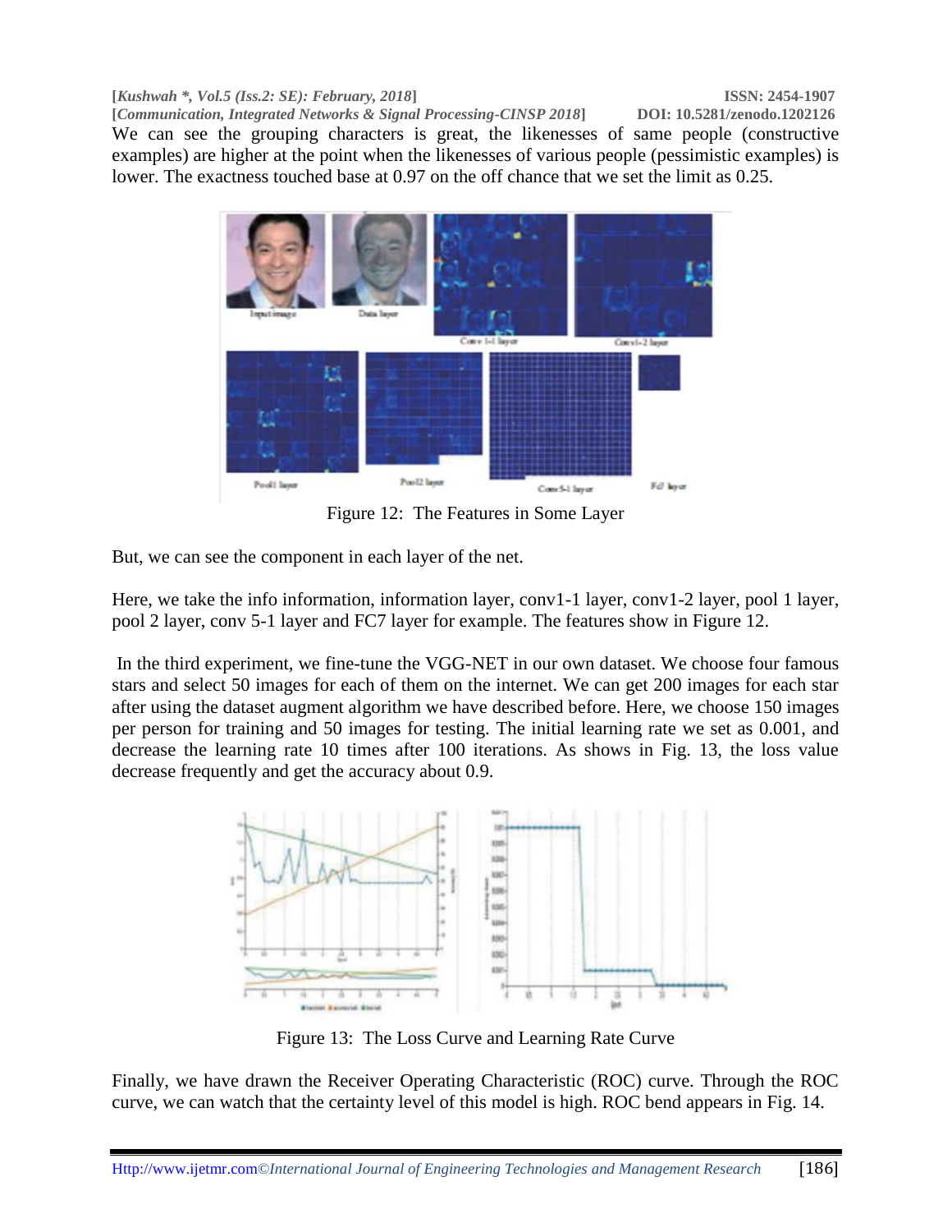We can see the grouping characters is great, the likenesses of same people (constructive examples) are higher at the point when the likenesses of various people (pessimistic examples) is lower. The exactness touched base at 0.97 on the off chance that we set the limit as 0.25.

Figure 12: The Features in Some Layer

But, we can see the component in each layer of the net.

Here, we take the info information, information layer, conv1-1 layer, conv1-2 layer, pool 1 layer, pool 2 layer, conv 5-1 layer and FC7 layer for example. The features show in Figure 12.

In the third experiment, we fine-tune the VGG-NET in our own dataset. We choose four famous stars and select 50 images for each of them on the internet. We can get 200 images for each star after using the dataset augment algorithm we have described before. Here, we choose 150 images per person for training and 50 images for testing. The initial learning rate we set as 0.001, and decrease the learning rate 10 times after 100 iterations. As shows in Fig. 13, the loss value decrease frequently and get the accuracy about 0.9.

Figure 13: The Loss Curve and Learning Rate Curve

Finally, we have drawn the Receiver Operating Characteristic (ROC) curve. Through the ROC curve, we can watch that the certainty level of this model is high. ROC bend appears in Fig. 14.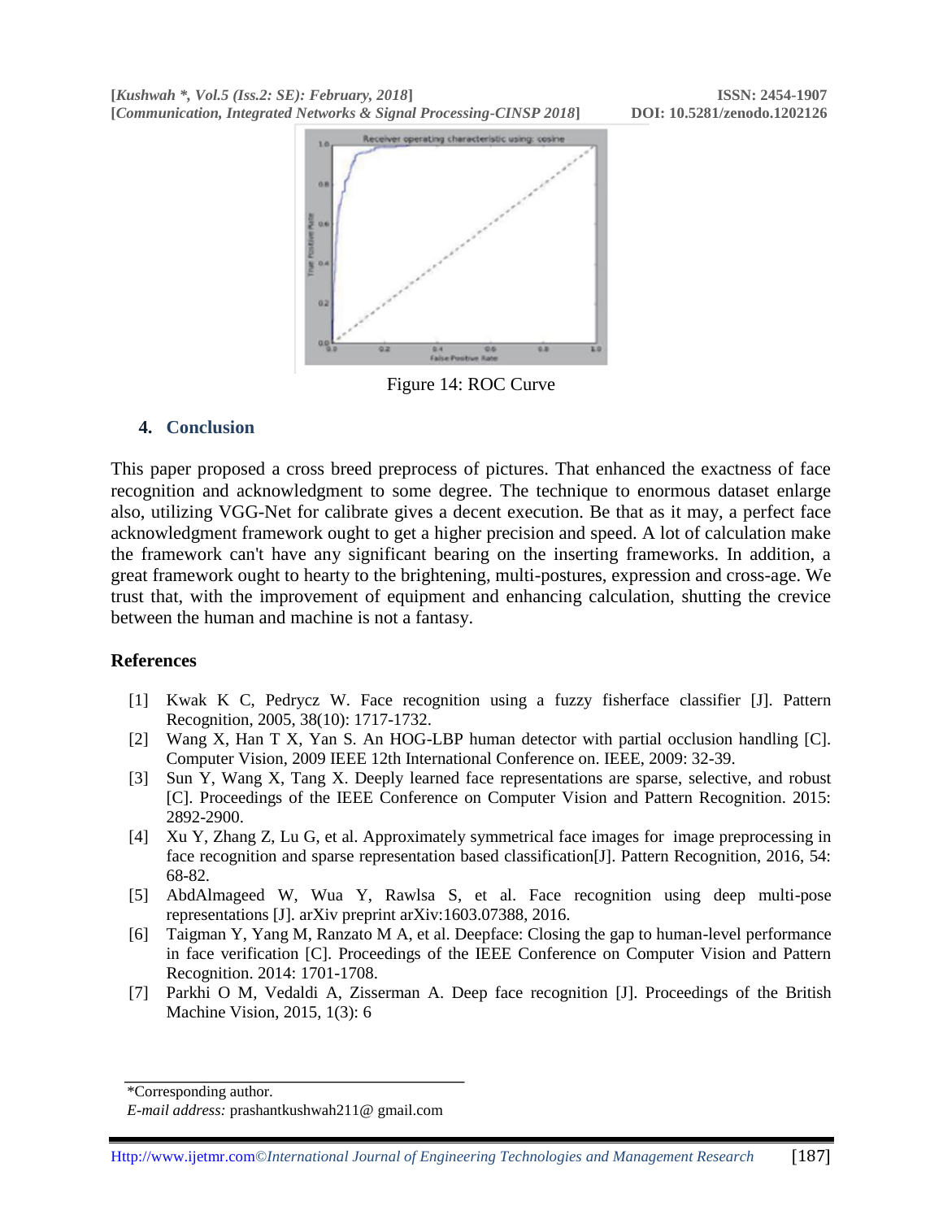Receiver operating characteristic using: cosine

True Positive Rate

1.0
0.8
0.6
0.4
0.2
0.0

0.0 0.2 0.4 0.6 0.8 1.0

False Positive Rate

Figure 14: ROC Curve

## 4. Conclusion

This paper proposed a cross breed preprocess of pictures. That enhanced the exactness of face recognition and acknowledgment to some degree. The technique to enormous dataset enlarge also, utilizing VGG-Net for calibrate gives a decent execution. Be that as it may, a perfect face acknowledgment framework ought to get a higher precision and speed. A lot of calculation make the framework can't have any significant bearing on the inserting frameworks. In addition, a great framework ought to hearty to the brightening, multi-postures, expression and cross-age. We trust that, with the improvement of equipment and enhancing calculation, shutting the crevice between the human and machine is not a fantasy.

## References

[1] Kwak K C, Pedrycz W. Face recognition using a fuzzy fisherface classifier [J]. Pattern Recognition, 2005, 38(10): 1717-1732.

[2] Wang X, Han T X, Yan S. An HOG-LBP human detector with partial occlusion handling [C]. Computer Vision, 2009 IEEE 12th International Conference on. IEEE, 2009: 32-39.

[3] Sun Y, Wang X, Tang X. Deeply learned face representations are sparse, selective, and robust [C]. Proceedings of the IEEE Conference on Computer Vision and Pattern Recognition. 2015: 2892-2900.

[4] Xu Y, Zhang Z, Lu G, et al. Approximately symmetrical face images for image preprocessing in face recognition and sparse representation based classification[J]. Pattern Recognition, 2016, 54: 68-82.

[5] AbdAlmageed W, Wua Y, Rawlsa S, et al. Face recognition using deep multi-pose representations [J]. arXiv preprint arXiv:1603.07388, 2016.

[6] Taigman Y, Yang M, Ranzato M A, et al. Deepface: Closing the gap to human-level performance in face verification [C]. Proceedings of the IEEE Conference on Computer Vision and Pattern Recognition. 2014: 1701-1708.

[7] Parkhi O M, Vedaldi A, Zisserman A. Deep face recognition [J]. Proceedings of the British Machine Vision, 2015, 1(3): 6

*Corresponding author.

*E-mail address:* prashantkushwah211@ gmail.com